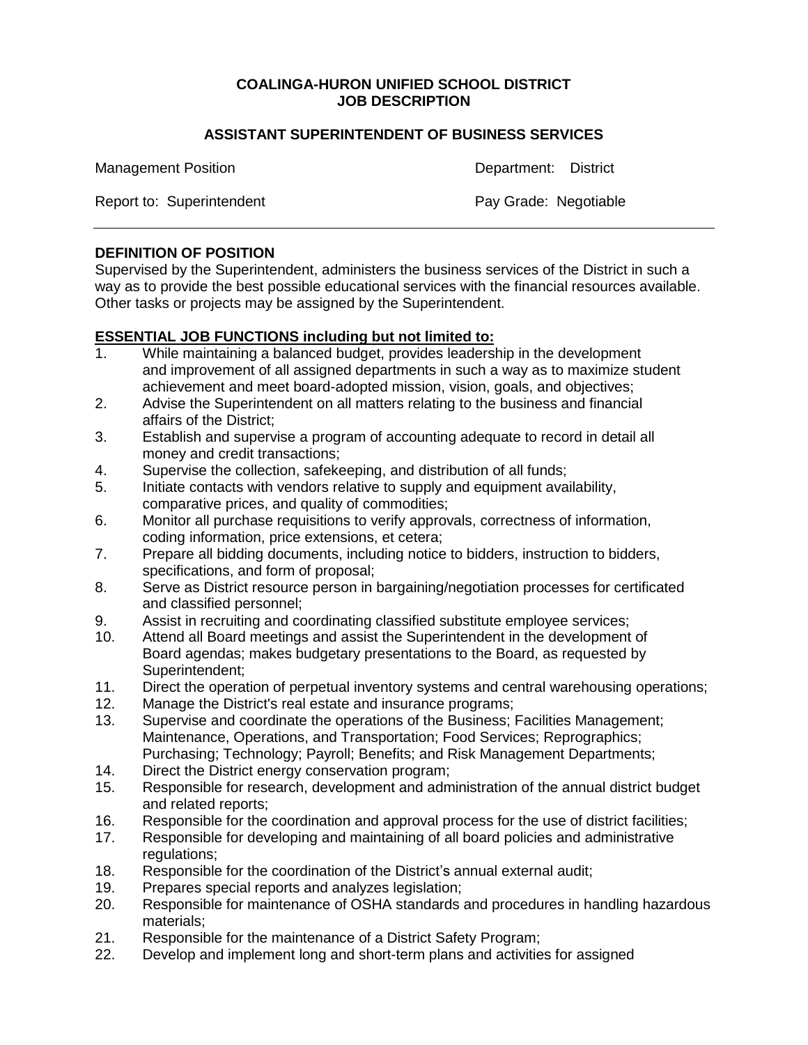**COALINGA-HURON UNIFIED SCHOOL DISTRICT**
**JOB DESCRIPTION**

**ASSISTANT SUPERINTENDENT OF BUSINESS SERVICES**

Management Position — Department: District

Report to: Superintendent — Pay Grade: Negotiable

---

**DEFINITION OF POSITION**

Supervised by the Superintendent, administers the business services of the District in such a way as to provide the best possible educational services with the financial resources available. Other tasks or projects may be assigned by the Superintendent.

**ESSENTIAL JOB FUNCTIONS including but not limited to:**

1. While maintaining a balanced budget, provides leadership in the development and improvement of all assigned departments in such a way as to maximize student achievement and meet board-adopted mission, vision, goals, and objectives;
2. Advise the Superintendent on all matters relating to the business and financial affairs of the District;
3. Establish and supervise a program of accounting adequate to record in detail all money and credit transactions;
4. Supervise the collection, safekeeping, and distribution of all funds;
5. Initiate contacts with vendors relative to supply and equipment availability, comparative prices, and quality of commodities;
6. Monitor all purchase requisitions to verify approvals, correctness of information, coding information, price extensions, et cetera;
7. Prepare all bidding documents, including notice to bidders, instruction to bidders, specifications, and form of proposal;
8. Serve as District resource person in bargaining/negotiation processes for certificated and classified personnel;
9. Assist in recruiting and coordinating classified substitute employee services;
10. Attend all Board meetings and assist the Superintendent in the development of Board agendas; makes budgetary presentations to the Board, as requested by Superintendent;
11. Direct the operation of perpetual inventory systems and central warehousing operations;
12. Manage the District's real estate and insurance programs;
13. Supervise and coordinate the operations of the Business; Facilities Management; Maintenance, Operations, and Transportation; Food Services; Reprographics; Purchasing; Technology; Payroll; Benefits; and Risk Management Departments;
14. Direct the District energy conservation program;
15. Responsible for research, development and administration of the annual district budget and related reports;
16. Responsible for the coordination and approval process for the use of district facilities;
17. Responsible for developing and maintaining of all board policies and administrative regulations;
18. Responsible for the coordination of the District's annual external audit;
19. Prepares special reports and analyzes legislation;
20. Responsible for maintenance of OSHA standards and procedures in handling hazardous materials;
21. Responsible for the maintenance of a District Safety Program;
22. Develop and implement long and short-term plans and activities for assigned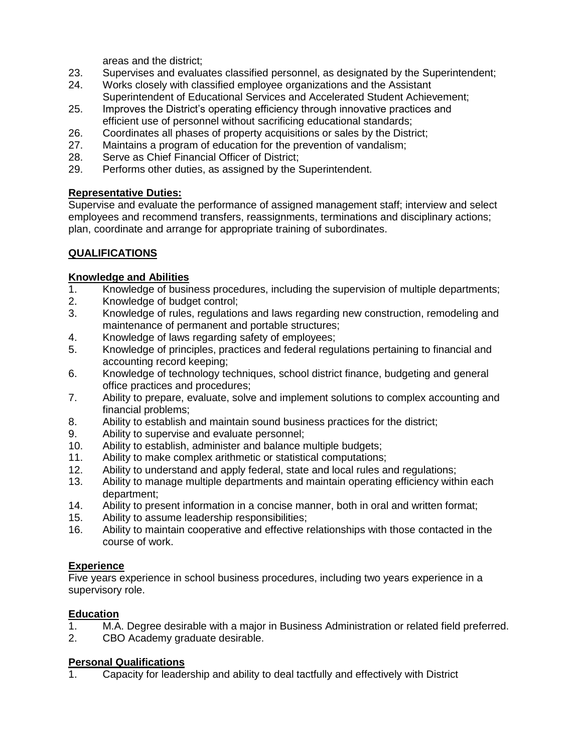areas and the district;

23. Supervises and evaluates classified personnel, as designated by the Superintendent;
24. Works closely with classified employee organizations and the Assistant Superintendent of Educational Services and Accelerated Student Achievement;
25. Improves the District's operating efficiency through innovative practices and efficient use of personnel without sacrificing educational standards;
26. Coordinates all phases of property acquisitions or sales by the District;
27. Maintains a program of education for the prevention of vandalism;
28. Serve as Chief Financial Officer of District;
29. Performs other duties, as assigned by the Superintendent.

**Representative Duties:**

Supervise and evaluate the performance of assigned management staff; interview and select employees and recommend transfers, reassignments, terminations and disciplinary actions; plan, coordinate and arrange for appropriate training of subordinates.

## QUALIFICATIONS

**Knowledge and Abilities**

1. Knowledge of business procedures, including the supervision of multiple departments;
2. Knowledge of budget control;
3. Knowledge of rules, regulations and laws regarding new construction, remodeling and maintenance of permanent and portable structures;
4. Knowledge of laws regarding safety of employees;
5. Knowledge of principles, practices and federal regulations pertaining to financial and accounting record keeping;
6. Knowledge of technology techniques, school district finance, budgeting and general office practices and procedures;
7. Ability to prepare, evaluate, solve and implement solutions to complex accounting and financial problems;
8. Ability to establish and maintain sound business practices for the district;
9. Ability to supervise and evaluate personnel;
10. Ability to establish, administer and balance multiple budgets;
11. Ability to make complex arithmetic or statistical computations;
12. Ability to understand and apply federal, state and local rules and regulations;
13. Ability to manage multiple departments and maintain operating efficiency within each department;
14. Ability to present information in a concise manner, both in oral and written format;
15. Ability to assume leadership responsibilities;
16. Ability to maintain cooperative and effective relationships with those contacted in the course of work.

**Experience**

Five years experience in school business procedures, including two years experience in a supervisory role.

**Education**

1. M.A. Degree desirable with a major in Business Administration or related field preferred.
2. CBO Academy graduate desirable.

**Personal Qualifications**

1. Capacity for leadership and ability to deal tactfully and effectively with District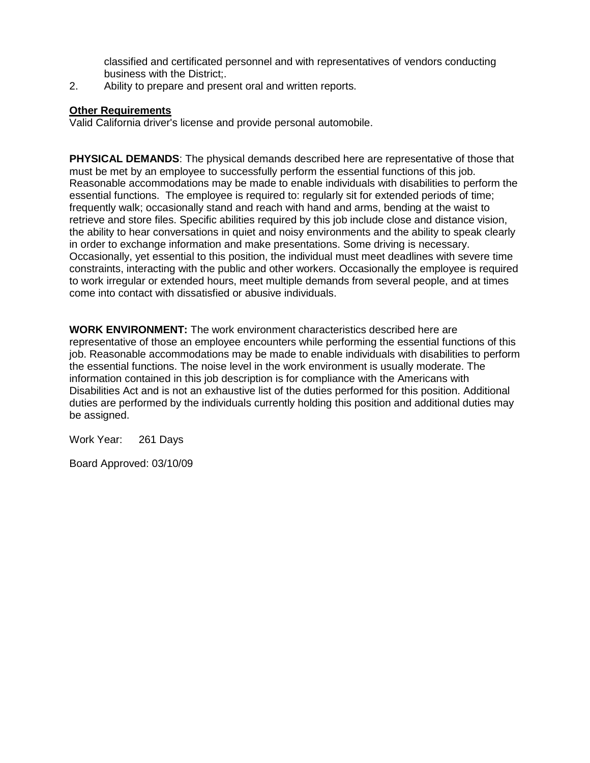classified and certificated personnel and with representatives of vendors conducting business with the District;.

2. Ability to prepare and present oral and written reports.

**Other Requirements**

Valid California driver's license and provide personal automobile.

**PHYSICAL DEMANDS**: The physical demands described here are representative of those that must be met by an employee to successfully perform the essential functions of this job. Reasonable accommodations may be made to enable individuals with disabilities to perform the essential functions. The employee is required to: regularly sit for extended periods of time; frequently walk; occasionally stand and reach with hand and arms, bending at the waist to retrieve and store files. Specific abilities required by this job include close and distance vision, the ability to hear conversations in quiet and noisy environments and the ability to speak clearly in order to exchange information and make presentations. Some driving is necessary. Occasionally, yet essential to this position, the individual must meet deadlines with severe time constraints, interacting with the public and other workers. Occasionally the employee is required to work irregular or extended hours, meet multiple demands from several people, and at times come into contact with dissatisfied or abusive individuals.

**WORK ENVIRONMENT:** The work environment characteristics described here are representative of those an employee encounters while performing the essential functions of this job. Reasonable accommodations may be made to enable individuals with disabilities to perform the essential functions. The noise level in the work environment is usually moderate. The information contained in this job description is for compliance with the Americans with Disabilities Act and is not an exhaustive list of the duties performed for this position. Additional duties are performed by the individuals currently holding this position and additional duties may be assigned.

Work Year: 261 Days

Board Approved: 03/10/09